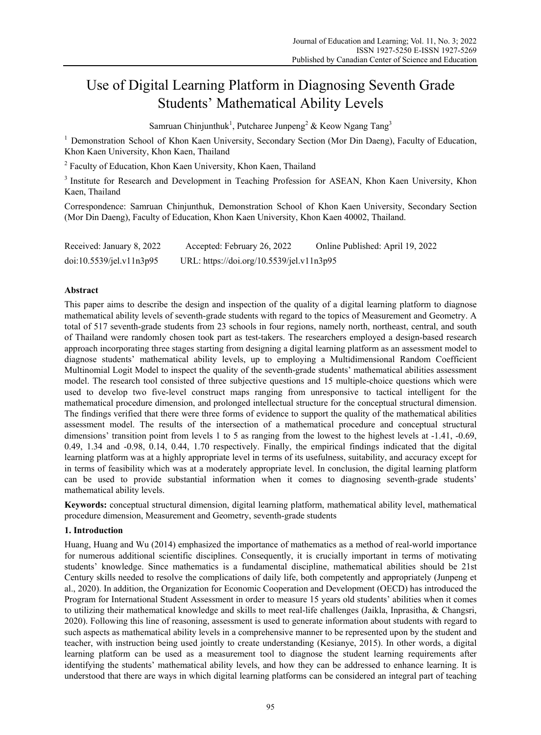# Use of Digital Learning Platform in Diagnosing Seventh Grade Students' Mathematical Ability Levels

Samruan Chinjunthuk[1], Putcharee Junpeng[2] & Keow Ngang Tang[3]

[1] Demonstration School of Khon Kaen University, Secondary Section (Mor Din Daeng), Faculty of Education, Khon Kaen University, Khon Kaen, Thailand

[2] Faculty of Education, Khon Kaen University, Khon Kaen, Thailand

[3] Institute for Research and Development in Teaching Profession for ASEAN, Khon Kaen University, Khon Kaen, Thailand

Correspondence: Samruan Chinjunthuk, Demonstration School of Khon Kaen University, Secondary Section (Mor Din Daeng), Faculty of Education, Khon Kaen University, Khon Kaen 40002, Thailand.

Received: January 8, 2022 Accepted: February 26, 2022 Online Published: April 19, 2022

doi:10.5539/jel.v11n3p95 URL: https://doi.org/10.5539/jel.v11n3p95

## Abstract

This paper aims to describe the design and inspection of the quality of a digital learning platform to diagnose mathematical ability levels of seventh-grade students with regard to the topics of Measurement and Geometry. A total of 517 seventh-grade students from 23 schools in four regions, namely north, northeast, central, and south of Thailand were randomly chosen took part as test-takers. The researchers employed a design-based research approach incorporating three stages starting from designing a digital learning platform as an assessment model to diagnose students' mathematical ability levels, up to employing a Multidimensional Random Coefficient Multinomial Logit Model to inspect the quality of the seventh-grade students' mathematical abilities assessment model. The research tool consisted of three subjective questions and 15 multiple-choice questions which were used to develop two five-level construct maps ranging from unresponsive to tactical intelligent for the mathematical procedure dimension, and prolonged intellectual structure for the conceptual structural dimension. The findings verified that there were three forms of evidence to support the quality of the mathematical abilities assessment model. The results of the intersection of a mathematical procedure and conceptual structural dimensions' transition point from levels 1 to 5 as ranging from the lowest to the highest levels at -1.41, -0.69, 0.49, 1.34 and -0.98, 0.14, 0.44, 1.70 respectively. Finally, the empirical findings indicated that the digital learning platform was at a highly appropriate level in terms of its usefulness, suitability, and accuracy except for in terms of feasibility which was at a moderately appropriate level. In conclusion, the digital learning platform can be used to provide substantial information when it comes to diagnosing seventh-grade students' mathematical ability levels.

**Keywords:** conceptual structural dimension, digital learning platform, mathematical ability level, mathematical procedure dimension, Measurement and Geometry, seventh-grade students

## 1. Introduction

Huang, Huang and Wu (2014) emphasized the importance of mathematics as a method of real-world importance for numerous additional scientific disciplines. Consequently, it is crucially important in terms of motivating students' knowledge. Since mathematics is a fundamental discipline, mathematical abilities should be 21st Century skills needed to resolve the complications of daily life, both competently and appropriately (Junpeng et al., 2020). In addition, the Organization for Economic Cooperation and Development (OECD) has introduced the Program for International Student Assessment in order to measure 15 years old students' abilities when it comes to utilizing their mathematical knowledge and skills to meet real-life challenges (Jaikla, Inprasitha, & Changsri, 2020). Following this line of reasoning, assessment is used to generate information about students with regard to such aspects as mathematical ability levels in a comprehensive manner to be represented upon by the student and teacher, with instruction being used jointly to create understanding (Kesianye, 2015). In other words, a digital learning platform can be used as a measurement tool to diagnose the student learning requirements after identifying the students' mathematical ability levels, and how they can be addressed to enhance learning. It is understood that there are ways in which digital learning platforms can be considered an integral part of teaching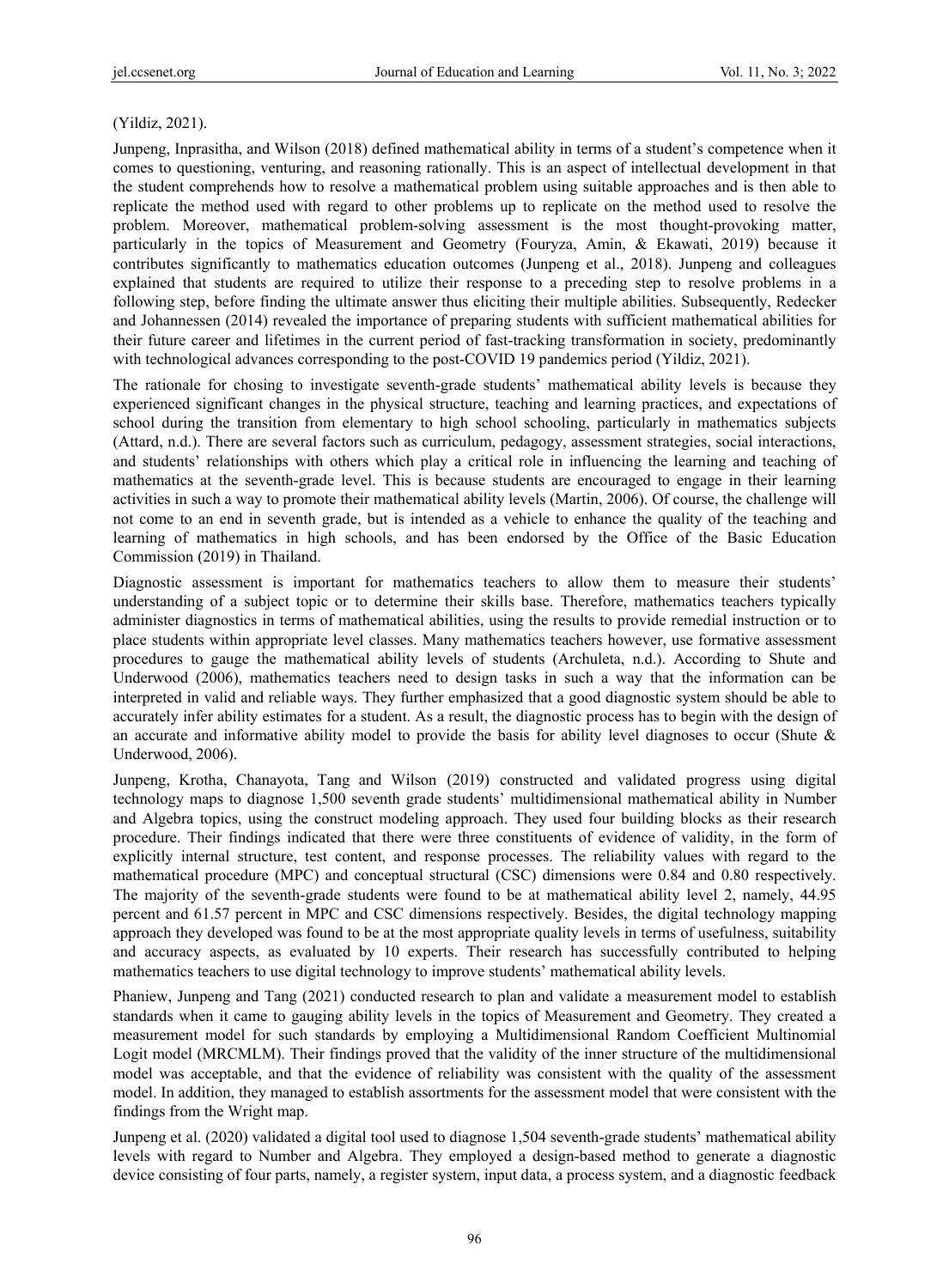(Yildiz, 2021).

Junpeng, Inprasitha, and Wilson (2018) defined mathematical ability in terms of a student's competence when it comes to questioning, venturing, and reasoning rationally. This is an aspect of intellectual development in that the student comprehends how to resolve a mathematical problem using suitable approaches and is then able to replicate the method used with regard to other problems up to replicate on the method used to resolve the problem. Moreover, mathematical problem-solving assessment is the most thought-provoking matter, particularly in the topics of Measurement and Geometry (Fouryza, Amin, & Ekawati, 2019) because it contributes significantly to mathematics education outcomes (Junpeng et al., 2018). Junpeng and colleagues explained that students are required to utilize their response to a preceding step to resolve problems in a following step, before finding the ultimate answer thus eliciting their multiple abilities. Subsequently, Redecker and Johannessen (2014) revealed the importance of preparing students with sufficient mathematical abilities for their future career and lifetimes in the current period of fast-tracking transformation in society, predominantly with technological advances corresponding to the post-COVID 19 pandemics period (Yildiz, 2021).

The rationale for chosing to investigate seventh-grade students' mathematical ability levels is because they experienced significant changes in the physical structure, teaching and learning practices, and expectations of school during the transition from elementary to high school schooling, particularly in mathematics subjects (Attard, n.d.). There are several factors such as curriculum, pedagogy, assessment strategies, social interactions, and students' relationships with others which play a critical role in influencing the learning and teaching of mathematics at the seventh-grade level. This is because students are encouraged to engage in their learning activities in such a way to promote their mathematical ability levels (Martin, 2006). Of course, the challenge will not come to an end in seventh grade, but is intended as a vehicle to enhance the quality of the teaching and learning of mathematics in high schools, and has been endorsed by the Office of the Basic Education Commission (2019) in Thailand.

Diagnostic assessment is important for mathematics teachers to allow them to measure their students' understanding of a subject topic or to determine their skills base. Therefore, mathematics teachers typically administer diagnostics in terms of mathematical abilities, using the results to provide remedial instruction or to place students within appropriate level classes. Many mathematics teachers however, use formative assessment procedures to gauge the mathematical ability levels of students (Archuleta, n.d.). According to Shute and Underwood (2006), mathematics teachers need to design tasks in such a way that the information can be interpreted in valid and reliable ways. They further emphasized that a good diagnostic system should be able to accurately infer ability estimates for a student. As a result, the diagnostic process has to begin with the design of an accurate and informative ability model to provide the basis for ability level diagnoses to occur (Shute & Underwood, 2006).

Junpeng, Krotha, Chanayota, Tang and Wilson (2019) constructed and validated progress using digital technology maps to diagnose 1,500 seventh grade students' multidimensional mathematical ability in Number and Algebra topics, using the construct modeling approach. They used four building blocks as their research procedure. Their findings indicated that there were three constituents of evidence of validity, in the form of explicitly internal structure, test content, and response processes. The reliability values with regard to the mathematical procedure (MPC) and conceptual structural (CSC) dimensions were 0.84 and 0.80 respectively. The majority of the seventh-grade students were found to be at mathematical ability level 2, namely, 44.95 percent and 61.57 percent in MPC and CSC dimensions respectively. Besides, the digital technology mapping approach they developed was found to be at the most appropriate quality levels in terms of usefulness, suitability and accuracy aspects, as evaluated by 10 experts. Their research has successfully contributed to helping mathematics teachers to use digital technology to improve students' mathematical ability levels.

Phaniew, Junpeng and Tang (2021) conducted research to plan and validate a measurement model to establish standards when it came to gauging ability levels in the topics of Measurement and Geometry. They created a measurement model for such standards by employing a Multidimensional Random Coefficient Multinomial Logit model (MRCMLM). Their findings proved that the validity of the inner structure of the multidimensional model was acceptable, and that the evidence of reliability was consistent with the quality of the assessment model. In addition, they managed to establish assortments for the assessment model that were consistent with the findings from the Wright map.

Junpeng et al. (2020) validated a digital tool used to diagnose 1,504 seventh-grade students' mathematical ability levels with regard to Number and Algebra. They employed a design-based method to generate a diagnostic device consisting of four parts, namely, a register system, input data, a process system, and a diagnostic feedback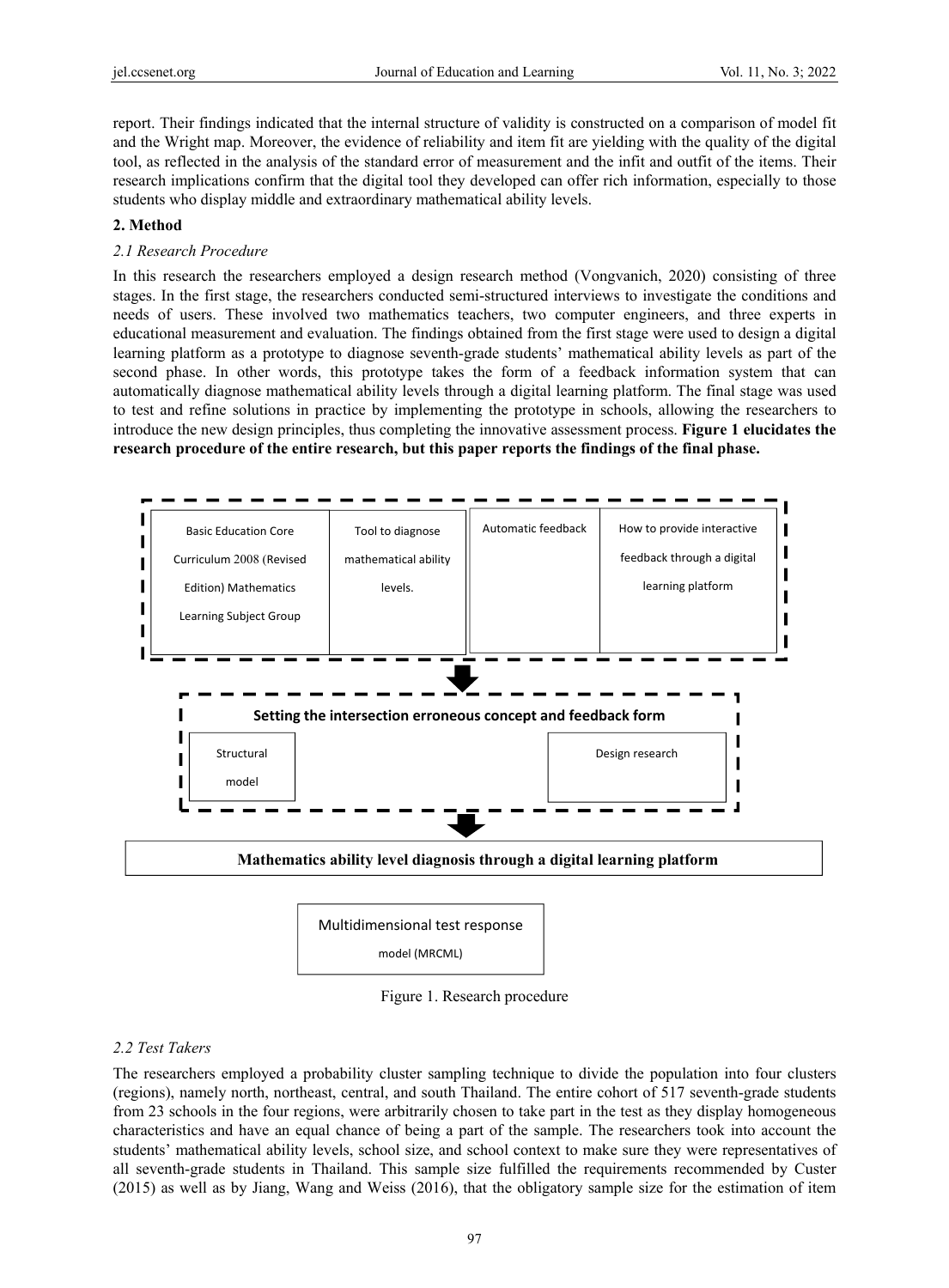report. Their findings indicated that the internal structure of validity is constructed on a comparison of model fit and the Wright map. Moreover, the evidence of reliability and item fit are yielding with the quality of the digital tool, as reflected in the analysis of the standard error of measurement and the infit and outfit of the items. Their research implications confirm that the digital tool they developed can offer rich information, especially to those students who display middle and extraordinary mathematical ability levels.

## 2. Method

### *2.1 Research Procedure*

In this research the researchers employed a design research method (Vongvanich, 2020) consisting of three stages. In the first stage, the researchers conducted semi-structured interviews to investigate the conditions and needs of users. These involved two mathematics teachers, two computer engineers, and three experts in educational measurement and evaluation. The findings obtained from the first stage were used to design a digital learning platform as a prototype to diagnose seventh-grade students' mathematical ability levels as part of the second phase. In other words, this prototype takes the form of a feedback information system that can automatically diagnose mathematical ability levels through a digital learning platform. The final stage was used to test and refine solutions in practice by implementing the prototype in schools, allowing the researchers to introduce the new design principles, thus completing the innovative assessment process. **Figure 1 elucidates the research procedure of the entire research, but this paper reports the findings of the final phase.**

Basic Education Core Curriculum 2008 (Revised Edition) Mathematics Learning Subject Group

Tool to diagnose mathematical ability levels.

Automatic feedback

How to provide interactive feedback through a digital learning platform

**Setting the intersection erroneous concept and feedback form**

Structural model

Design research

**Mathematics ability level diagnosis through a digital learning platform**

Multidimensional test response model (MRCML)

Figure 1. Research procedure

### *2.2 Test Takers*

The researchers employed a probability cluster sampling technique to divide the population into four clusters (regions), namely north, northeast, central, and south Thailand. The entire cohort of 517 seventh-grade students from 23 schools in the four regions, were arbitrarily chosen to take part in the test as they display homogeneous characteristics and have an equal chance of being a part of the sample. The researchers took into account the students' mathematical ability levels, school size, and school context to make sure they were representatives of all seventh-grade students in Thailand. This sample size fulfilled the requirements recommended by Custer (2015) as well as by Jiang, Wang and Weiss (2016), that the obligatory sample size for the estimation of item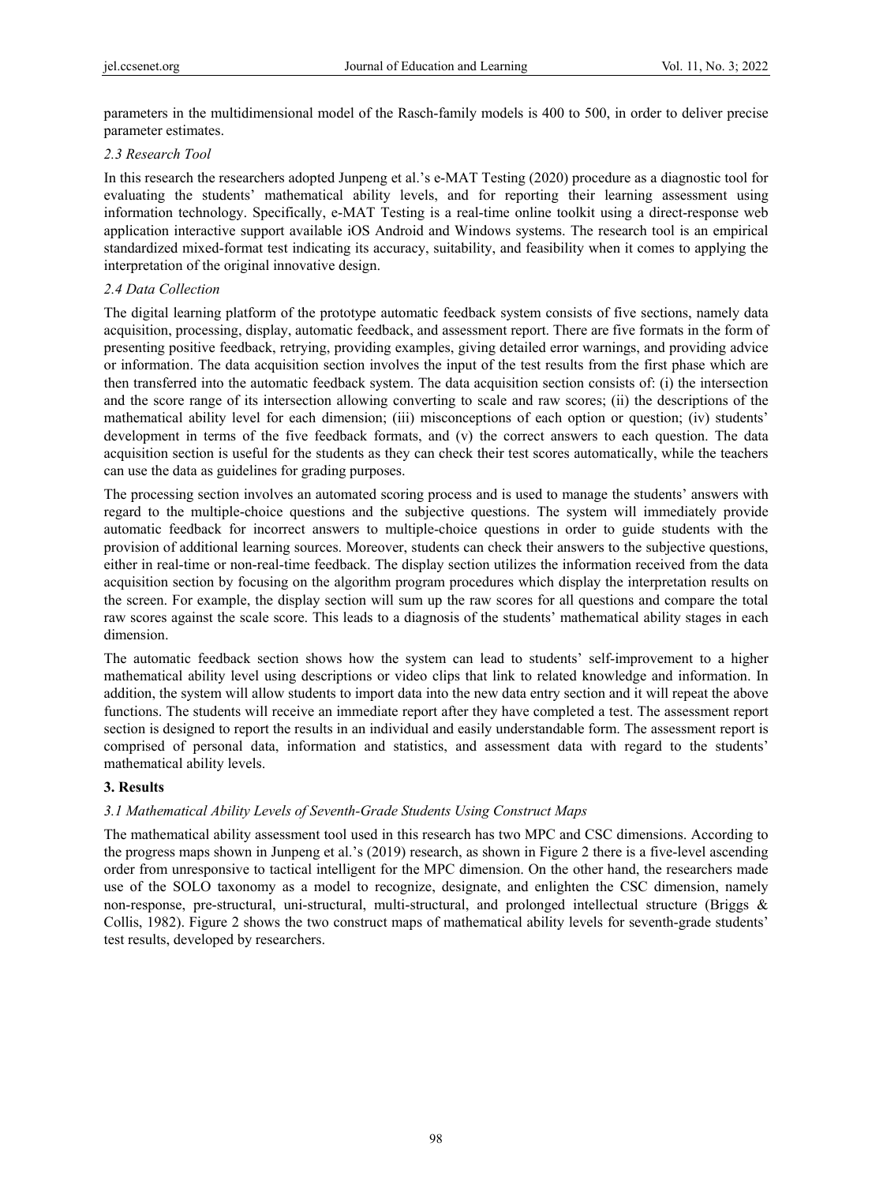parameters in the multidimensional model of the Rasch-family models is 400 to 500, in order to deliver precise parameter estimates.

### *2.3 Research Tool*

In this research the researchers adopted Junpeng et al.'s e-MAT Testing (2020) procedure as a diagnostic tool for evaluating the students' mathematical ability levels, and for reporting their learning assessment using information technology. Specifically, e-MAT Testing is a real-time online toolkit using a direct-response web application interactive support available iOS Android and Windows systems. The research tool is an empirical standardized mixed-format test indicating its accuracy, suitability, and feasibility when it comes to applying the interpretation of the original innovative design.

### *2.4 Data Collection*

The digital learning platform of the prototype automatic feedback system consists of five sections, namely data acquisition, processing, display, automatic feedback, and assessment report. There are five formats in the form of presenting positive feedback, retrying, providing examples, giving detailed error warnings, and providing advice or information. The data acquisition section involves the input of the test results from the first phase which are then transferred into the automatic feedback system. The data acquisition section consists of: (i) the intersection and the score range of its intersection allowing converting to scale and raw scores; (ii) the descriptions of the mathematical ability level for each dimension; (iii) misconceptions of each option or question; (iv) students' development in terms of the five feedback formats, and (v) the correct answers to each question. The data acquisition section is useful for the students as they can check their test scores automatically, while the teachers can use the data as guidelines for grading purposes.

The processing section involves an automated scoring process and is used to manage the students' answers with regard to the multiple-choice questions and the subjective questions. The system will immediately provide automatic feedback for incorrect answers to multiple-choice questions in order to guide students with the provision of additional learning sources. Moreover, students can check their answers to the subjective questions, either in real-time or non-real-time feedback. The display section utilizes the information received from the data acquisition section by focusing on the algorithm program procedures which display the interpretation results on the screen. For example, the display section will sum up the raw scores for all questions and compare the total raw scores against the scale score. This leads to a diagnosis of the students' mathematical ability stages in each dimension.

The automatic feedback section shows how the system can lead to students' self-improvement to a higher mathematical ability level using descriptions or video clips that link to related knowledge and information. In addition, the system will allow students to import data into the new data entry section and it will repeat the above functions. The students will receive an immediate report after they have completed a test. The assessment report section is designed to report the results in an individual and easily understandable form. The assessment report is comprised of personal data, information and statistics, and assessment data with regard to the students' mathematical ability levels.

## 3. Results

### *3.1 Mathematical Ability Levels of Seventh-Grade Students Using Construct Maps*

The mathematical ability assessment tool used in this research has two MPC and CSC dimensions. According to the progress maps shown in Junpeng et al.'s (2019) research, as shown in Figure 2 there is a five-level ascending order from unresponsive to tactical intelligent for the MPC dimension. On the other hand, the researchers made use of the SOLO taxonomy as a model to recognize, designate, and enlighten the CSC dimension, namely non-response, pre-structural, uni-structural, multi-structural, and prolonged intellectual structure (Briggs & Collis, 1982). Figure 2 shows the two construct maps of mathematical ability levels for seventh-grade students' test results, developed by researchers.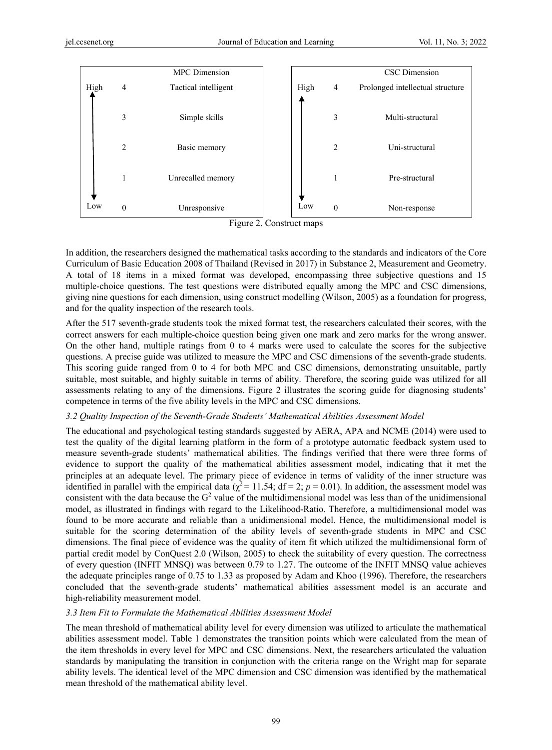| | | MPC Dimension |
|---|---|---|
| High | 4 | Tactical intelligent |
| ↑ | 3 | Simple skills |
| | 2 | Basic memory |
| ↓ | 1 | Unrecalled memory |
| Low | 0 | Unresponsive |

| | | CSC Dimension |
|---|---|---|
| High | 4 | Prolonged intellectual structure |
| ↑ | 3 | Multi-structural |
| | 2 | Uni-structural |
| ↓ | 1 | Pre-structural |
| Low | 0 | Non-response |

Figure 2. Construct maps

In addition, the researchers designed the mathematical tasks according to the standards and indicators of the Core Curriculum of Basic Education 2008 of Thailand (Revised in 2017) in Substance 2, Measurement and Geometry. A total of 18 items in a mixed format was developed, encompassing three subjective questions and 15 multiple-choice questions. The test questions were distributed equally among the MPC and CSC dimensions, giving nine questions for each dimension, using construct modelling (Wilson, 2005) as a foundation for progress, and for the quality inspection of the research tools.

After the 517 seventh-grade students took the mixed format test, the researchers calculated their scores, with the correct answers for each multiple-choice question being given one mark and zero marks for the wrong answer. On the other hand, multiple ratings from 0 to 4 marks were used to calculate the scores for the subjective questions. A precise guide was utilized to measure the MPC and CSC dimensions of the seventh-grade students. This scoring guide ranged from 0 to 4 for both MPC and CSC dimensions, demonstrating unsuitable, partly suitable, most suitable, and highly suitable in terms of ability. Therefore, the scoring guide was utilized for all assessments relating to any of the dimensions. Figure 2 illustrates the scoring guide for diagnosing students' competence in terms of the five ability levels in the MPC and CSC dimensions.

### *3.2 Quality Inspection of the Seventh-Grade Students' Mathematical Abilities Assessment Model*

The educational and psychological testing standards suggested by AERA, APA and NCME (2014) were used to test the quality of the digital learning platform in the form of a prototype automatic feedback system used to measure seventh-grade students' mathematical abilities. The findings verified that there were three forms of evidence to support the quality of the mathematical abilities assessment model, indicating that it met the principles at an adequate level. The primary piece of evidence in terms of validity of the inner structure was identified in parallel with the empirical data ($\chi^2 = 11.54$; df = 2; $p = 0.01$). In addition, the assessment model was consistent with the data because the $G^2$ value of the multidimensional model was less than of the unidimensional model, as illustrated in findings with regard to the Likelihood-Ratio. Therefore, a multidimensional model was found to be more accurate and reliable than a unidimensional model. Hence, the multidimensional model is suitable for the scoring determination of the ability levels of seventh-grade students in MPC and CSC dimensions. The final piece of evidence was the quality of item fit which utilized the multidimensional form of partial credit model by ConQuest 2.0 (Wilson, 2005) to check the suitability of every question. The correctness of every question (INFIT MNSQ) was between 0.79 to 1.27. The outcome of the INFIT MNSQ value achieves the adequate principles range of 0.75 to 1.33 as proposed by Adam and Khoo (1996). Therefore, the researchers concluded that the seventh-grade students' mathematical abilities assessment model is an accurate and high-reliability measurement model.

### *3.3 Item Fit to Formulate the Mathematical Abilities Assessment Model*

The mean threshold of mathematical ability level for every dimension was utilized to articulate the mathematical abilities assessment model. Table 1 demonstrates the transition points which were calculated from the mean of the item thresholds in every level for MPC and CSC dimensions. Next, the researchers articulated the valuation standards by manipulating the transition in conjunction with the criteria range on the Wright map for separate ability levels. The identical level of the MPC dimension and CSC dimension was identified by the mathematical mean threshold of the mathematical ability level.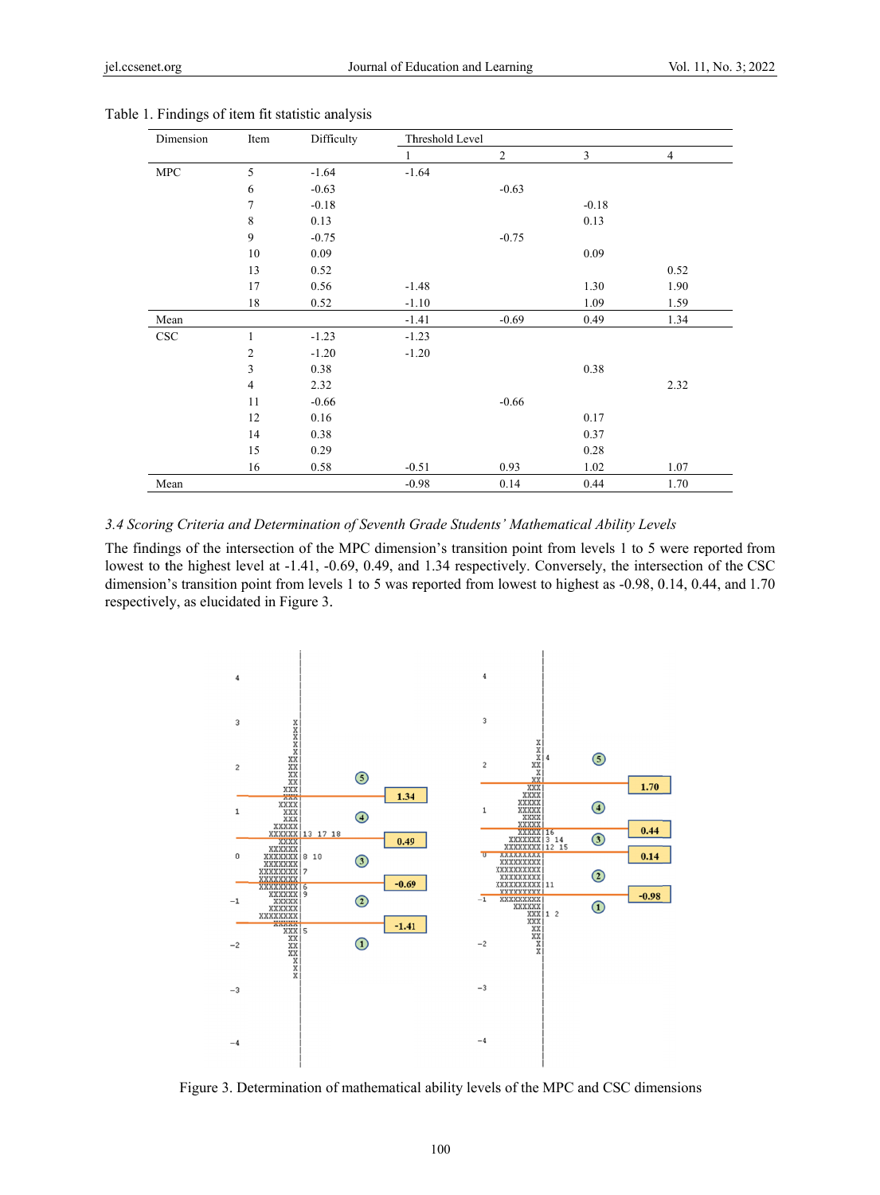Table 1. Findings of item fit statistic analysis

| Dimension | Item | Difficulty | Threshold Level | | | |
|---|---|---|---|---|---|---|
| | | | 1 | 2 | 3 | 4 |
| MPC | 5 | -1.64 | -1.64 | | | |
| | 6 | -0.63 | | -0.63 | | |
| | 7 | -0.18 | | | -0.18 | |
| | 8 | 0.13 | | | 0.13 | |
| | 9 | -0.75 | | -0.75 | | |
| | 10 | 0.09 | | | 0.09 | |
| | 13 | 0.52 | | | | 0.52 |
| | 17 | 0.56 | -1.48 | | 1.30 | 1.90 |
| | 18 | 0.52 | -1.10 | | 1.09 | 1.59 |
| Mean | | | -1.41 | -0.69 | 0.49 | 1.34 |
| CSC | 1 | -1.23 | -1.23 | | | |
| | 2 | -1.20 | -1.20 | | | |
| | 3 | 0.38 | | | 0.38 | |
| | 4 | 2.32 | | | | 2.32 |
| | 11 | -0.66 | | -0.66 | | |
| | 12 | 0.16 | | | 0.17 | |
| | 14 | 0.38 | | | 0.37 | |
| | 15 | 0.29 | | | 0.28 | |
| | 16 | 0.58 | -0.51 | 0.93 | 1.02 | 1.07 |
| Mean | | | -0.98 | 0.14 | 0.44 | 1.70 |

### 3.4 Scoring Criteria and Determination of Seventh Grade Students' Mathematical Ability Levels

The findings of the intersection of the MPC dimension's transition point from levels 1 to 5 were reported from lowest to the highest level at -1.41, -0.69, 0.49, and 1.34 respectively. Conversely, the intersection of the CSC dimension's transition point from levels 1 to 5 was reported from lowest to highest as -0.98, 0.14, 0.44, and 1.70 respectively, as elucidated in Figure 3.

Figure 3. Determination of mathematical ability levels of the MPC and CSC dimensions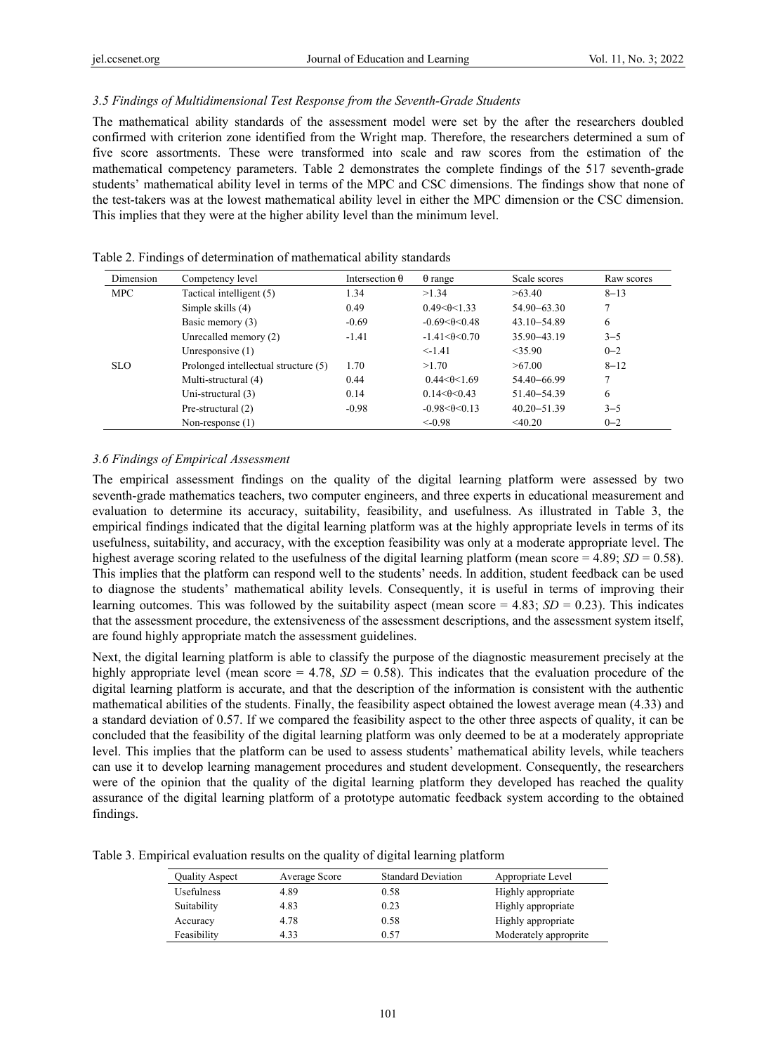### 3.5 Findings of Multidimensional Test Response from the Seventh-Grade Students

The mathematical ability standards of the assessment model were set by the after the researchers doubled confirmed with criterion zone identified from the Wright map. Therefore, the researchers determined a sum of five score assortments. These were transformed into scale and raw scores from the estimation of the mathematical competency parameters. Table 2 demonstrates the complete findings of the 517 seventh-grade students' mathematical ability level in terms of the MPC and CSC dimensions. The findings show that none of the test-takers was at the lowest mathematical ability level in either the MPC dimension or the CSC dimension. This implies that they were at the higher ability level than the minimum level.

Table 2. Findings of determination of mathematical ability standards

| Dimension | Competency level | Intersection θ | θ range | Scale scores | Raw scores |
|---|---|---|---|---|---|
| MPC | Tactical intelligent (5) | 1.34 | >1.34 | >63.40 | 8−13 |
| | Simple skills (4) | 0.49 | 0.49<θ<1.33 | 54.90−63.30 | 7 |
| | Basic memory (3) | -0.69 | -0.69<θ<0.48 | 43.10−54.89 | 6 |
| | Unrecalled memory (2) | -1.41 | -1.41<θ<0.70 | 35.90−43.19 | 3−5 |
| | Unresponsive (1) | | <-1.41 | <35.90 | 0−2 |
| SLO | Prolonged intellectual structure (5) | 1.70 | >1.70 | >67.00 | 8−12 |
| | Multi-structural (4) | 0.44 | 0.44<θ<1.69 | 54.40−66.99 | 7 |
| | Uni-structural (3) | 0.14 | 0.14<θ<0.43 | 51.40−54.39 | 6 |
| | Pre-structural (2) | -0.98 | -0.98<θ<0.13 | 40.20−51.39 | 3−5 |
| | Non-response (1) | | <-0.98 | <40.20 | 0−2 |

### 3.6 Findings of Empirical Assessment

The empirical assessment findings on the quality of the digital learning platform were assessed by two seventh-grade mathematics teachers, two computer engineers, and three experts in educational measurement and evaluation to determine its accuracy, suitability, feasibility, and usefulness. As illustrated in Table 3, the empirical findings indicated that the digital learning platform was at the highly appropriate levels in terms of its usefulness, suitability, and accuracy, with the exception feasibility was only at a moderate appropriate level. The highest average scoring related to the usefulness of the digital learning platform (mean score = 4.89; *SD* = 0.58). This implies that the platform can respond well to the students' needs. In addition, student feedback can be used to diagnose the students' mathematical ability levels. Consequently, it is useful in terms of improving their learning outcomes. This was followed by the suitability aspect (mean score = 4.83; *SD* = 0.23). This indicates that the assessment procedure, the extensiveness of the assessment descriptions, and the assessment system itself, are found highly appropriate match the assessment guidelines.

Next, the digital learning platform is able to classify the purpose of the diagnostic measurement precisely at the highly appropriate level (mean score = 4.78, *SD* = 0.58). This indicates that the evaluation procedure of the digital learning platform is accurate, and that the description of the information is consistent with the authentic mathematical abilities of the students. Finally, the feasibility aspect obtained the lowest average mean (4.33) and a standard deviation of 0.57. If we compared the feasibility aspect to the other three aspects of quality, it can be concluded that the feasibility of the digital learning platform was only deemed to be at a moderately appropriate level. This implies that the platform can be used to assess students' mathematical ability levels, while teachers can use it to develop learning management procedures and student development. Consequently, the researchers were of the opinion that the quality of the digital learning platform they developed has reached the quality assurance of the digital learning platform of a prototype automatic feedback system according to the obtained findings.

Table 3. Empirical evaluation results on the quality of digital learning platform

| Quality Aspect | Average Score | Standard Deviation | Appropriate Level |
|---|---|---|---|
| Usefulness | 4.89 | 0.58 | Highly appropriate |
| Suitability | 4.83 | 0.23 | Highly appropriate |
| Accuracy | 4.78 | 0.58 | Highly appropriate |
| Feasibility | 4.33 | 0.57 | Moderately approprite |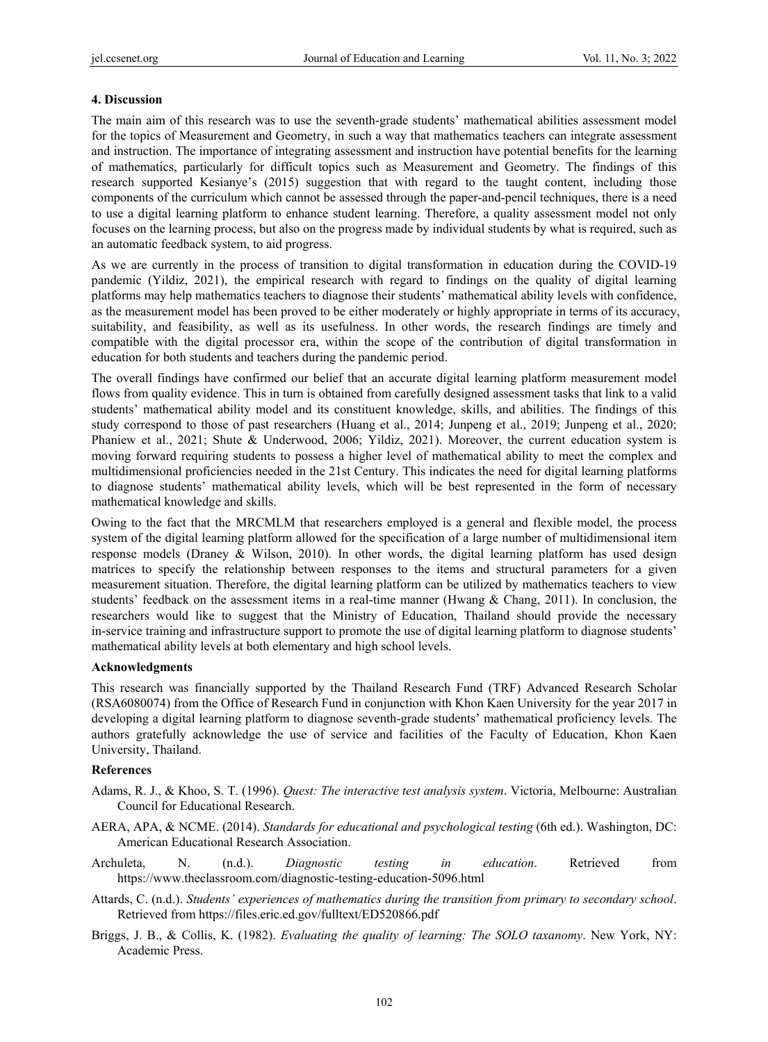## 4. Discussion

The main aim of this research was to use the seventh-grade students' mathematical abilities assessment model for the topics of Measurement and Geometry, in such a way that mathematics teachers can integrate assessment and instruction. The importance of integrating assessment and instruction have potential benefits for the learning of mathematics, particularly for difficult topics such as Measurement and Geometry. The findings of this research supported Kesianye's (2015) suggestion that with regard to the taught content, including those components of the curriculum which cannot be assessed through the paper-and-pencil techniques, there is a need to use a digital learning platform to enhance student learning. Therefore, a quality assessment model not only focuses on the learning process, but also on the progress made by individual students by what is required, such as an automatic feedback system, to aid progress.

As we are currently in the process of transition to digital transformation in education during the COVID-19 pandemic (Yildiz, 2021), the empirical research with regard to findings on the quality of digital learning platforms may help mathematics teachers to diagnose their students' mathematical ability levels with confidence, as the measurement model has been proved to be either moderately or highly appropriate in terms of its accuracy, suitability, and feasibility, as well as its usefulness. In other words, the research findings are timely and compatible with the digital processor era, within the scope of the contribution of digital transformation in education for both students and teachers during the pandemic period.

The overall findings have confirmed our belief that an accurate digital learning platform measurement model flows from quality evidence. This in turn is obtained from carefully designed assessment tasks that link to a valid students' mathematical ability model and its constituent knowledge, skills, and abilities. The findings of this study correspond to those of past researchers (Huang et al., 2014; Junpeng et al., 2019; Junpeng et al., 2020; Phaniew et al., 2021; Shute & Underwood, 2006; Yildiz, 2021). Moreover, the current education system is moving forward requiring students to possess a higher level of mathematical ability to meet the complex and multidimensional proficiencies needed in the 21st Century. This indicates the need for digital learning platforms to diagnose students' mathematical ability levels, which will be best represented in the form of necessary mathematical knowledge and skills.

Owing to the fact that the MRCMLM that researchers employed is a general and flexible model, the process system of the digital learning platform allowed for the specification of a large number of multidimensional item response models (Draney & Wilson, 2010). In other words, the digital learning platform has used design matrices to specify the relationship between responses to the items and structural parameters for a given measurement situation. Therefore, the digital learning platform can be utilized by mathematics teachers to view students' feedback on the assessment items in a real-time manner (Hwang & Chang, 2011). In conclusion, the researchers would like to suggest that the Ministry of Education, Thailand should provide the necessary in-service training and infrastructure support to promote the use of digital learning platform to diagnose students' mathematical ability levels at both elementary and high school levels.

## Acknowledgments

This research was financially supported by the Thailand Research Fund (TRF) Advanced Research Scholar (RSA6080074) from the Office of Research Fund in conjunction with Khon Kaen University for the year 2017 in developing a digital learning platform to diagnose seventh-grade students' mathematical proficiency levels. The authors gratefully acknowledge the use of service and facilities of the Faculty of Education, Khon Kaen University, Thailand.

## References

Adams, R. J., & Khoo, S. T. (1996). *Quest: The interactive test analysis system*. Victoria, Melbourne: Australian Council for Educational Research.

AERA, APA, & NCME. (2014). *Standards for educational and psychological testing* (6th ed.). Washington, DC: American Educational Research Association.

Archuleta, N. (n.d.). *Diagnostic testing in education*. Retrieved from https://www.theclassroom.com/diagnostic-testing-education-5096.html

Attards, C. (n.d.). *Students' experiences of mathematics during the transition from primary to secondary school*. Retrieved from https://files.eric.ed.gov/fulltext/ED520866.pdf

Briggs, J. B., & Collis, K. (1982). *Evaluating the quality of learning: The SOLO taxonomy*. New York, NY: Academic Press.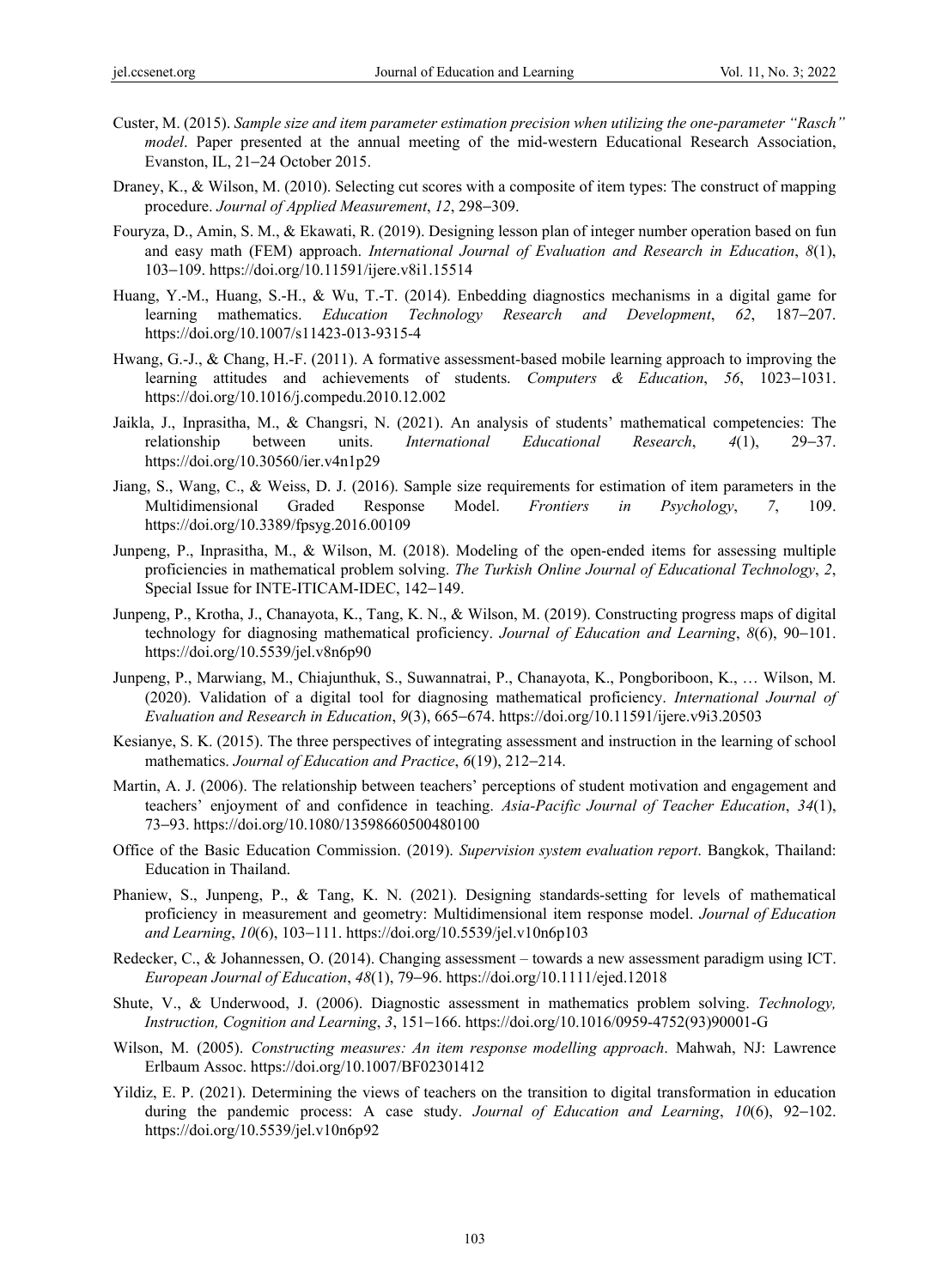Custer, M. (2015). *Sample size and item parameter estimation precision when utilizing the one-parameter "Rasch" model*. Paper presented at the annual meeting of the mid-western Educational Research Association, Evanston, IL, 21–24 October 2015.

Draney, K., & Wilson, M. (2010). Selecting cut scores with a composite of item types: The construct of mapping procedure. *Journal of Applied Measurement*, *12*, 298–309.

Fouryza, D., Amin, S. M., & Ekawati, R. (2019). Designing lesson plan of integer number operation based on fun and easy math (FEM) approach. *International Journal of Evaluation and Research in Education*, *8*(1), 103–109. https://doi.org/10.11591/ijere.v8i1.15514

Huang, Y.-M., Huang, S.-H., & Wu, T.-T. (2014). Enbedding diagnostics mechanisms in a digital game for learning mathematics. *Education Technology Research and Development*, *62*, 187–207. https://doi.org/10.1007/s11423-013-9315-4

Hwang, G.-J., & Chang, H.-F. (2011). A formative assessment-based mobile learning approach to improving the learning attitudes and achievements of students. *Computers & Education*, *56*, 1023–1031. https://doi.org/10.1016/j.compedu.2010.12.002

Jaikla, J., Inprasitha, M., & Changsri, N. (2021). An analysis of students' mathematical competencies: The relationship between units. *International Educational Research*, *4*(1), 29–37. https://doi.org/10.30560/ier.v4n1p29

Jiang, S., Wang, C., & Weiss, D. J. (2016). Sample size requirements for estimation of item parameters in the Multidimensional Graded Response Model. *Frontiers in Psychology*, *7*, 109. https://doi.org/10.3389/fpsyg.2016.00109

Junpeng, P., Inprasitha, M., & Wilson, M. (2018). Modeling of the open-ended items for assessing multiple proficiencies in mathematical problem solving. *The Turkish Online Journal of Educational Technology*, *2*, Special Issue for INTE-ITICAM-IDEC, 142–149.

Junpeng, P., Krotha, J., Chanayota, K., Tang, K. N., & Wilson, M. (2019). Constructing progress maps of digital technology for diagnosing mathematical proficiency. *Journal of Education and Learning*, *8*(6), 90–101. https://doi.org/10.5539/jel.v8n6p90

Junpeng, P., Marwiang, M., Chiajunthuk, S., Suwannatrai, P., Chanayota, K., Pongboriboon, K., … Wilson, M. (2020). Validation of a digital tool for diagnosing mathematical proficiency. *International Journal of Evaluation and Research in Education*, *9*(3), 665–674. https://doi.org/10.11591/ijere.v9i3.20503

Kesianye, S. K. (2015). The three perspectives of integrating assessment and instruction in the learning of school mathematics. *Journal of Education and Practice*, *6*(19), 212–214.

Martin, A. J. (2006). The relationship between teachers' perceptions of student motivation and engagement and teachers' enjoyment of and confidence in teaching. *Asia-Pacific Journal of Teacher Education*, *34*(1), 73–93. https://doi.org/10.1080/13598660500480100

Office of the Basic Education Commission. (2019). *Supervision system evaluation report*. Bangkok, Thailand: Education in Thailand.

Phaniew, S., Junpeng, P., & Tang, K. N. (2021). Designing standards-setting for levels of mathematical proficiency in measurement and geometry: Multidimensional item response model. *Journal of Education and Learning*, *10*(6), 103–111. https://doi.org/10.5539/jel.v10n6p103

Redecker, C., & Johannessen, O. (2014). Changing assessment – towards a new assessment paradigm using ICT. *European Journal of Education*, *48*(1), 79–96. https://doi.org/10.1111/ejed.12018

Shute, V., & Underwood, J. (2006). Diagnostic assessment in mathematics problem solving. *Technology, Instruction, Cognition and Learning*, *3*, 151–166. https://doi.org/10.1016/0959-4752(93)90001-G

Wilson, M. (2005). *Constructing measures: An item response modelling approach*. Mahwah, NJ: Lawrence Erlbaum Assoc. https://doi.org/10.1007/BF02301412

Yildiz, E. P. (2021). Determining the views of teachers on the transition to digital transformation in education during the pandemic process: A case study. *Journal of Education and Learning*, *10*(6), 92–102. https://doi.org/10.5539/jel.v10n6p92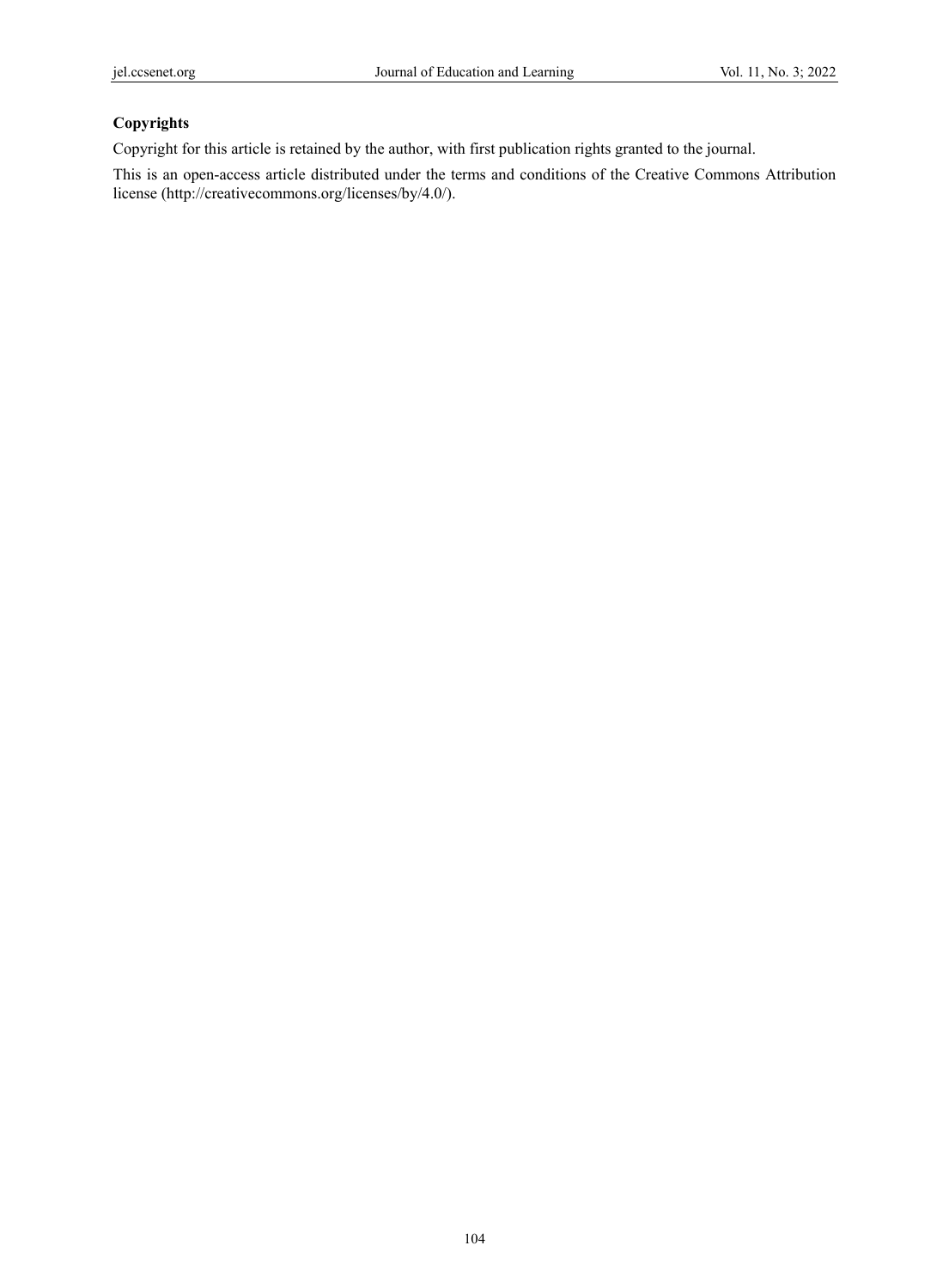**Copyrights**

Copyright for this article is retained by the author, with first publication rights granted to the journal.

This is an open-access article distributed under the terms and conditions of the Creative Commons Attribution license (http://creativecommons.org/licenses/by/4.0/).